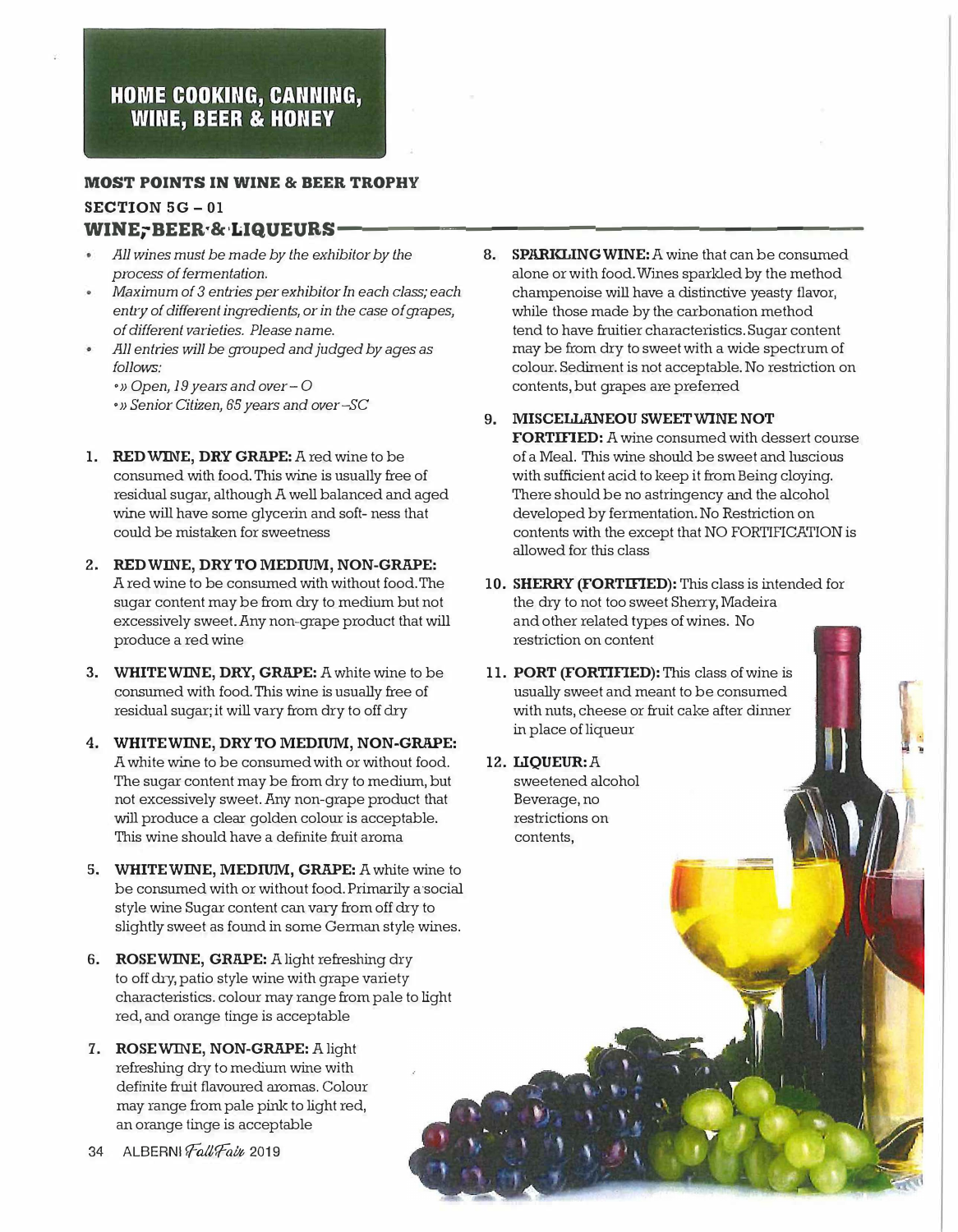# HOME COOKING, CANNING, WINE, BEER & HONEY

## MOST POINTS IN WINE & BEER TROPHY

### SECTION 5G – 01

### WINE, BEER & LIQUEURS

- *All wines must be made by the exhibitor by the process of fermentation.*
- *Maximum of 3 entries per exhibitor In each class; each entry of different ingredients, or in the case of grapes, of different varieties. Please name.*
- *All entries will be grouped and judged by ages as follows:*
  - *Open, 19 years and over – O*
  - *Senior Citizen, 65 years and over –SC*

1. **RED WINE, DRY GRAPE:** A red wine to be consumed with food. This wine is usually free of residual sugar, although A well balanced and aged wine will have some glycerin and soft- ness that could be mistaken for sweetness

2. **RED WINE, DRY TO MEDIUM, NON-GRAPE:** A red wine to be consumed with without food. The sugar content may be from dry to medium but not excessively sweet. Any non-grape product that will produce a red wine

3. **WHITE WINE, DRY, GRAPE:** A white wine to be consumed with food. This wine is usually free of residual sugar; it will vary from dry to off dry

4. **WHITE WINE, DRY TO MEDIUM, NON-GRAPE:** A white wine to be consumed with or without food. The sugar content may be from dry to medium, but not excessively sweet. Any non-grape product that will produce a clear golden colour is acceptable. This wine should have a definite fruit aroma

5. **WHITE WINE, MEDIUM, GRAPE:** A white wine to be consumed with or without food. Primarily a social style wine Sugar content can vary from off dry to slightly sweet as found in some German style wines.

6. **ROSE WINE, GRAPE:** A light refreshing dry to off dry, patio style wine with grape variety characteristics. colour may range from pale to light red, and orange tinge is acceptable

7. **ROSE WINE, NON-GRAPE:** A light refreshing dry to medium wine with definite fruit flavoured aromas. Colour may range from pale pink to light red, an orange tinge is acceptable

8. **SPARKLING WINE:** A wine that can be consumed alone or with food. Wines sparkled by the method champenoise will have a distinctive yeasty flavor, while those made by the carbonation method tend to have fruitier characteristics. Sugar content may be from dry to sweet with a wide spectrum of colour. Sediment is not acceptable. No restriction on contents, but grapes are preferred

9. **MISCELLANEOU SWEET WINE NOT FORTIFIED:** A wine consumed with dessert course of a Meal. This wine should be sweet and luscious with sufficient acid to keep it from Being cloying. There should be no astringency and the alcohol developed by fermentation. No Restriction on contents with the except that NO FORTIFICATION is allowed for this class

10. **SHERRY (FORTIFIED):** This class is intended for the dry to not too sweet Sherry, Madeira and other related types of wines. No restriction on content

11. **PORT (FORTIFIED):** This class of wine is usually sweet and meant to be consumed with nuts, cheese or fruit cake after dinner in place of liqueur

12. **LIQUEUR:** A sweetened alcohol Beverage, no restrictions on contents,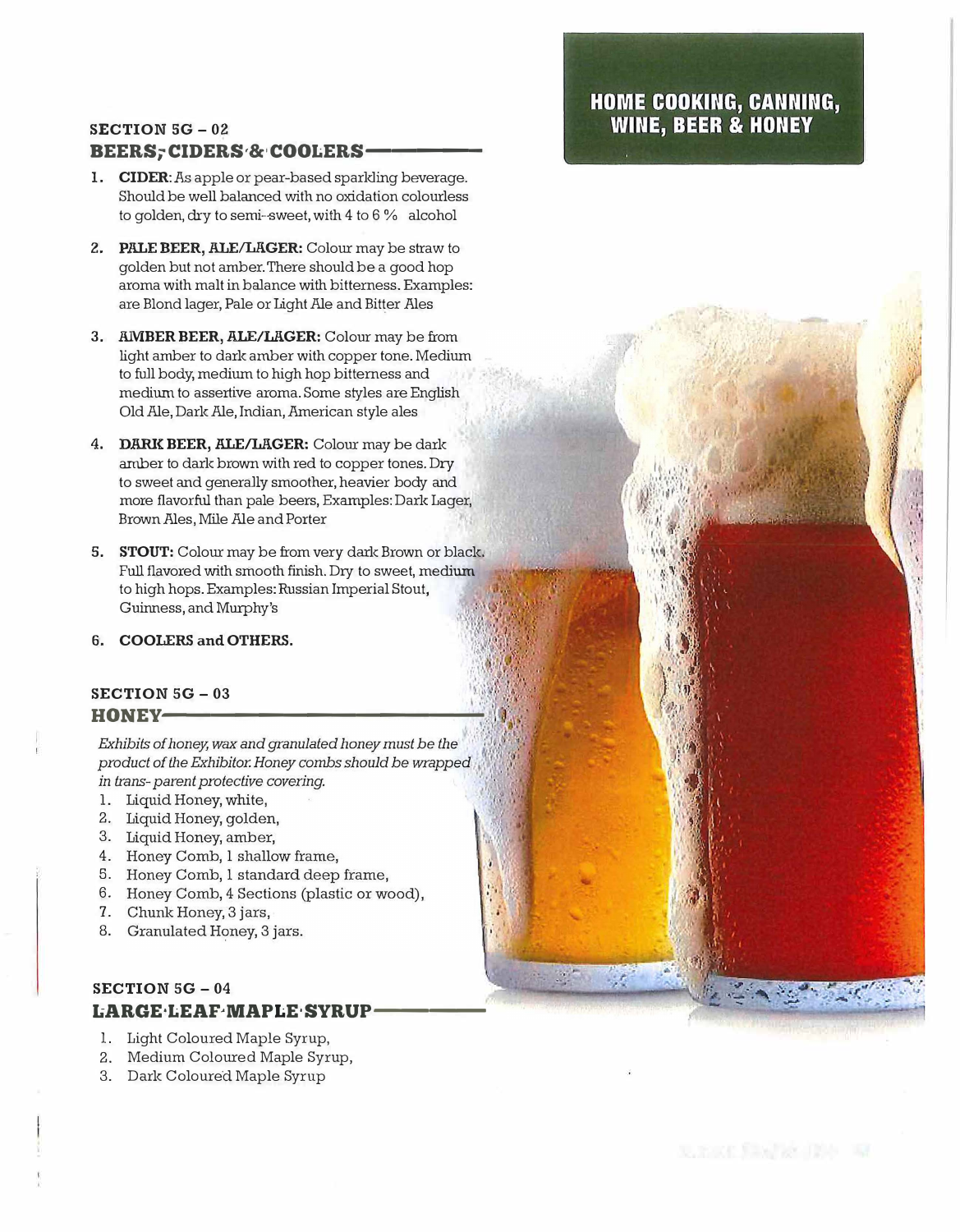## HOME COOKING, CANNING, WINE, BEER & HONEY

### SECTION 5G – 02

## BEERS, CIDERS & COOLERS

1. **CIDER**: As apple or pear-based sparkling beverage. Should be well balanced with no oxidation colourless to golden, dry to semi-sweet, with 4 to 6 % alcohol
2. **PALE BEER, ALE/LAGER:** Colour may be straw to golden but not amber. There should be a good hop aroma with malt in balance with bitterness. Examples: are Blond lager, Pale or Light Ale and Bitter Ales
3. **AMBER BEER, ALE/LAGER:** Colour may be from light amber to dark amber with copper tone. Medium to full body, medium to high hop bitterness and medium to assertive aroma. Some styles are English Old Ale, Dark Ale, Indian, American style ales
4. **DARK BEER, ALE/LAGER:** Colour may be dark amber to dark brown with red to copper tones. Dry to sweet and generally smoother, heavier body and more flavorful than pale beers, Examples: Dark Lager, Brown Ales, Mile Ale and Porter
5. **STOUT:** Colour may be from very dark Brown or black. Full flavored with smooth finish. Dry to sweet, medium to high hops. Examples: Russian Imperial Stout, Guinness, and Murphy's
6. **COOLERS and OTHERS.**

### SECTION 5G – 03

## HONEY

*Exhibits of honey, wax and granulated honey must be the product of the Exhibitor. Honey combs should be wrapped in trans- parent protective covering.*

1. Liquid Honey, white,
2. Liquid Honey, golden,
3. Liquid Honey, amber,
4. Honey Comb, 1 shallow frame,
5. Honey Comb, 1 standard deep frame,
6. Honey Comb, 4 Sections (plastic or wood),
7. Chunk Honey, 3 jars,
8. Granulated Honey, 3 jars.

### SECTION 5G – 04

## LARGE LEAF MAPLE SYRUP

1. Light Coloured Maple Syrup,
2. Medium Coloured Maple Syrup,
3. Dark Coloured Maple Syrup